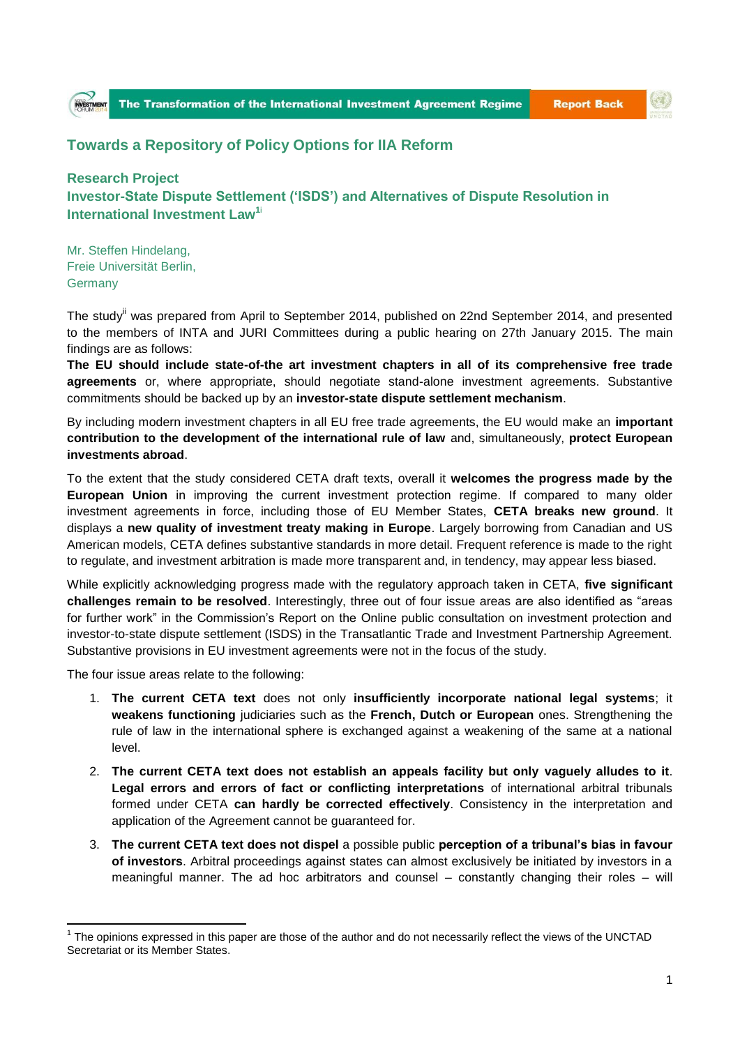## Towards a Repository of Policy Options for IIA Reform

### Research Project

### Investor-State Dispute Settlement ('ISDS') and Alternatives of Dispute Resolution in International Law[1,i]

Mr. Steffen Hindelang,
Freie Universität Berlin,
Germany

The study[ii] was prepared from April to September 2014, published on 22nd September 2014, and presented to the members of INTA and JURI Committees during a public hearing on 27th January 2015. The main findings are as follows:

**The EU should include state-of-the art investment chapters in all of its comprehensive free trade agreements** or, where appropriate, should negotiate stand-alone investment agreements. Substantive commitments should be backed up by an **investor-state dispute settlement mechanism**.

By including modern investment chapters in all EU free trade agreements, the EU would make an **important contribution to the development of the international rule of law** and, simultaneously, **protect European investments abroad**.

To the extent that the study considered CETA draft texts, overall it **welcomes the progress made by the European Union** in improving the current investment protection regime. If compared to many older investment agreements in force, including those of EU Member States, **CETA breaks new ground**. It displays a **new quality of investment treaty making in Europe**. Largely borrowing from Canadian and US American models, CETA defines substantive standards in more detail. Frequent reference is made to the right to regulate, and investment arbitration is made more transparent and, in tendency, may appear less biased.

While explicitly acknowledging progress made with the regulatory approach taken in CETA, **five significant challenges remain to be resolved**. Interestingly, three out of four issue areas are also identified as "areas for further work" in the Commission's Report on the Online public consultation on investment protection and investor-to-state dispute settlement (ISDS) in the Transatlantic Trade and Investment Partnership Agreement. Substantive provisions in EU investment agreements were not in the focus of the study.

The four issue areas relate to the following:

1. **The current CETA text** does not only **insufficiently incorporate national legal systems**; it **weakens functioning** judiciaries such as the **French, Dutch or European** ones. Strengthening the rule of law in the international sphere is exchanged against a weakening of the same at a national level.
2. **The current CETA text does not establish an appeals facility but only vaguely alludes to it**. **Legal errors and errors of fact or conflicting interpretations** of international arbitral tribunals formed under CETA **can hardly be corrected effectively**. Consistency in the interpretation and application of the Agreement cannot be guaranteed for.
3. **The current CETA text does not dispel** a possible public **perception of a tribunal's bias in favour of investors**. Arbitral proceedings against states can almost exclusively be initiated by investors in a meaningful manner. The ad hoc arbitrators and counsel – constantly changing their roles – will

---

[1] The opinions expressed in this paper are those of the author and do not necessarily reflect the views of the UNCTAD Secretariat or its Member States.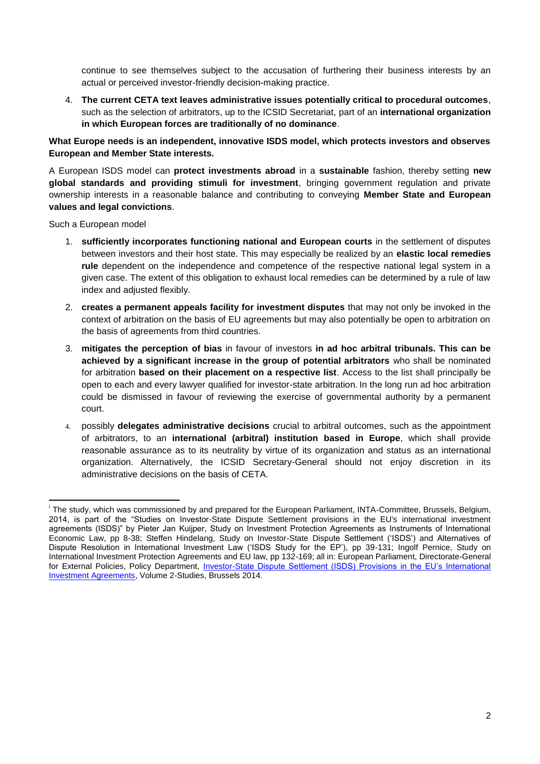continue to see themselves subject to the accusation of furthering their business interests by an actual or perceived investor-friendly decision-making practice.

4. **The current CETA text leaves administrative issues potentially critical to procedural outcomes**, such as the selection of arbitrators, up to the ICSID Secretariat, part of an **international organization in which European forces are traditionally of no dominance**.

**What Europe needs is an independent, innovative ISDS model, which protects investors and observes European and Member State interests.**

A European ISDS model can **protect investments abroad** in a **sustainable** fashion, thereby setting **new global standards and providing stimuli for investment**, bringing government regulation and private ownership interests in a reasonable balance and contributing to conveying **Member State and European values and legal convictions**.

Such a European model

1. **sufficiently incorporates functioning national and European courts** in the settlement of disputes between investors and their host state. This may especially be realized by an **elastic local remedies rule** dependent on the independence and competence of the respective national legal system in a given case. The extent of this obligation to exhaust local remedies can be determined by a rule of law index and adjusted flexibly.
2. **creates a permanent appeals facility for investment disputes** that may not only be invoked in the context of arbitration on the basis of EU agreements but may also potentially be open to arbitration on the basis of agreements from third countries.
3. **mitigates the perception of bias** in favour of investors **in ad hoc arbitral tribunals. This can be achieved by a significant increase in the group of potential arbitrators** who shall be nominated for arbitration **based on their placement on a respective list**. Access to the list shall principally be open to each and every lawyer qualified for investor-state arbitration. In the long run ad hoc arbitration could be dismissed in favour of reviewing the exercise of governmental authority by a permanent court.
4. possibly **delegates administrative decisions** crucial to arbitral outcomes, such as the appointment of arbitrators, to an **international (arbitral) institution based in Europe**, which shall provide reasonable assurance as to its neutrality by virtue of its organization and status as an international organization. Alternatively, the ICSID Secretary-General should not enjoy discretion in its administrative decisions on the basis of CETA.

---

[i] The study, which was commissioned by and prepared for the European Parliament, INTA-Committee, Brussels, Belgium, 2014, is part of the "Studies on Investor-State Dispute Settlement provisions in the EU's international investment agreements (ISDS)" by Pieter Jan Kuijper, Study on Investment Protection Agreements as Instruments of International Economic Law, pp 8-38; Steffen Hindelang, Study on Investor-State Dispute Settlement ('ISDS') and Alternatives of Dispute Resolution in International Investment Law ('ISDS Study for the EP'), pp 39-131; Ingolf Pernice, Study on International Investment Protection Agreements and EU law, pp 132-169; all in: European Parliament, Directorate-General for External Policies, Policy Department, [Investor-State Dispute Settlement (ISDS) Provisions in the EU's International Investment Agreements](), Volume 2-Studies, Brussels 2014.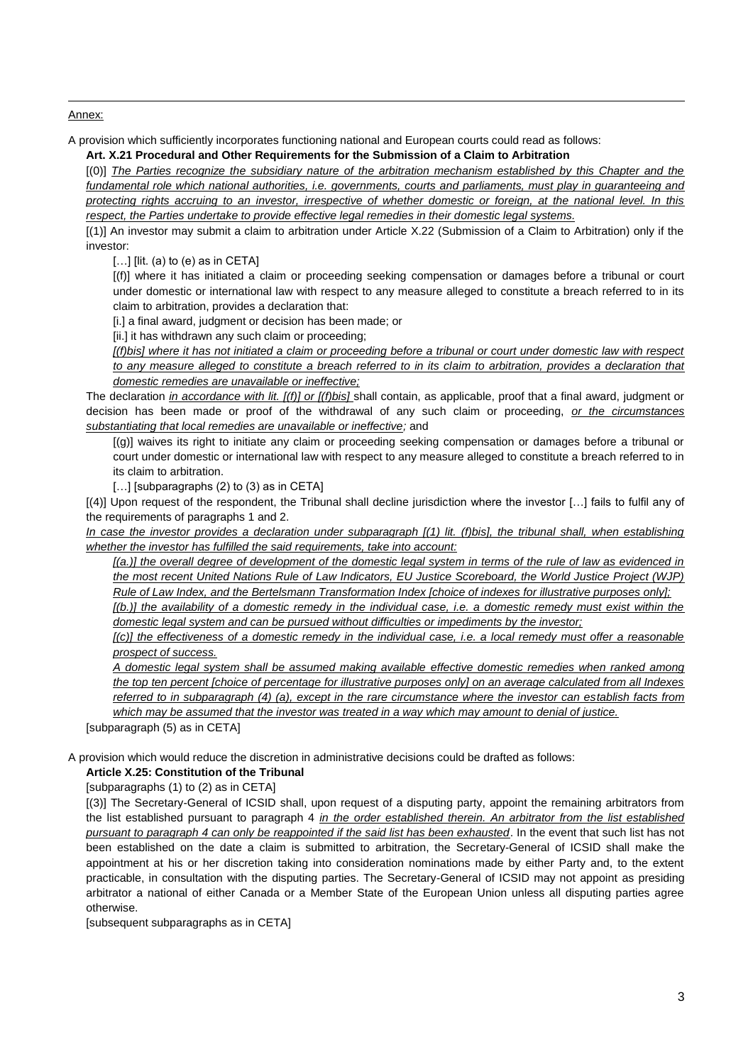Annex:

A provision which sufficiently incorporates functioning national and European courts could read as follows:

**Art. X.21 Procedural and Other Requirements for the Submission of a Claim to Arbitration**

[(0)] *The Parties recognize the subsidiary nature of the arbitration mechanism established by this Chapter and the fundamental role which national authorities, i.e. governments, courts and parliaments, must play in guaranteeing and protecting rights accruing to an investor, irrespective of whether domestic or foreign, at the national level. In this respect, the Parties undertake to provide effective legal remedies in their domestic legal systems.*

[(1)] An investor may submit a claim to arbitration under Article X.22 (Submission of a Claim to Arbitration) only if the investor:

[…] [lit. (a) to (e) as in CETA]

[(f)] where it has initiated a claim or proceeding seeking compensation or damages before a tribunal or court under domestic or international law with respect to any measure alleged to constitute a breach referred to in its claim to arbitration, provides a declaration that:

[i.] a final award, judgment or decision has been made; or

[ii.] it has withdrawn any such claim or proceeding;

*[(f)bis] where it has not initiated a claim or proceeding before a tribunal or court under domestic law with respect to any measure alleged to constitute a breach referred to in its claim to arbitration, provides a declaration that domestic remedies are unavailable or ineffective;*

The declaration *in accordance with lit. [(f)] or [(f)bis]* shall contain, as applicable, proof that a final award, judgment or decision has been made or proof of the withdrawal of any such claim or proceeding, *or the circumstances substantiating that local remedies are unavailable or ineffective;* and

[(g)] waives its right to initiate any claim or proceeding seeking compensation or damages before a tribunal or court under domestic or international law with respect to any measure alleged to constitute a breach referred to in its claim to arbitration.

[…] [subparagraphs (2) to (3) as in CETA]

[(4)] Upon request of the respondent, the Tribunal shall decline jurisdiction where the investor […] fails to fulfil any of the requirements of paragraphs 1 and 2.

*In case the investor provides a declaration under subparagraph [(1) lit. (f)bis], the tribunal shall, when establishing whether the investor has fulfilled the said requirements, take into account:*

*[(a.)] the overall degree of development of the domestic legal system in terms of the rule of law as evidenced in the most recent United Nations Rule of Law Indicators, EU Justice Scoreboard, the World Justice Project (WJP) Rule of Law Index, and the Bertelsmann Transformation Index [choice of indexes for illustrative purposes only];*

*[(b.)] the availability of a domestic remedy in the individual case, i.e. a domestic remedy must exist within the domestic legal system and can be pursued without difficulties or impediments by the investor;*

*[(c)] the effectiveness of a domestic remedy in the individual case, i.e. a local remedy must offer a reasonable prospect of success.*

*A domestic legal system shall be assumed making available effective domestic remedies when ranked among the top ten percent [choice of percentage for illustrative purposes only] on an average calculated from all Indexes referred to in subparagraph (4) (a), except in the rare circumstance where the investor can establish facts from which may be assumed that the investor was treated in a way which may amount to denial of justice.*

[subparagraph (5) as in CETA]

A provision which would reduce the discretion in administrative decisions could be drafted as follows:

**Article X.25: Constitution of the Tribunal**

[subparagraphs (1) to (2) as in CETA]

[(3)] The Secretary-General of ICSID shall, upon request of a disputing party, appoint the remaining arbitrators from the list established pursuant to paragraph 4 *in the order established therein. An arbitrator from the list established pursuant to paragraph 4 can only be reappointed if the said list has been exhausted*. In the event that such list has not been established on the date a claim is submitted to arbitration, the Secretary-General of ICSID shall make the appointment at his or her discretion taking into consideration nominations made by either Party and, to the extent practicable, in consultation with the disputing parties. The Secretary-General of ICSID may not appoint as presiding arbitrator a national of either Canada or a Member State of the European Union unless all disputing parties agree otherwise.

[subsequent subparagraphs as in CETA]